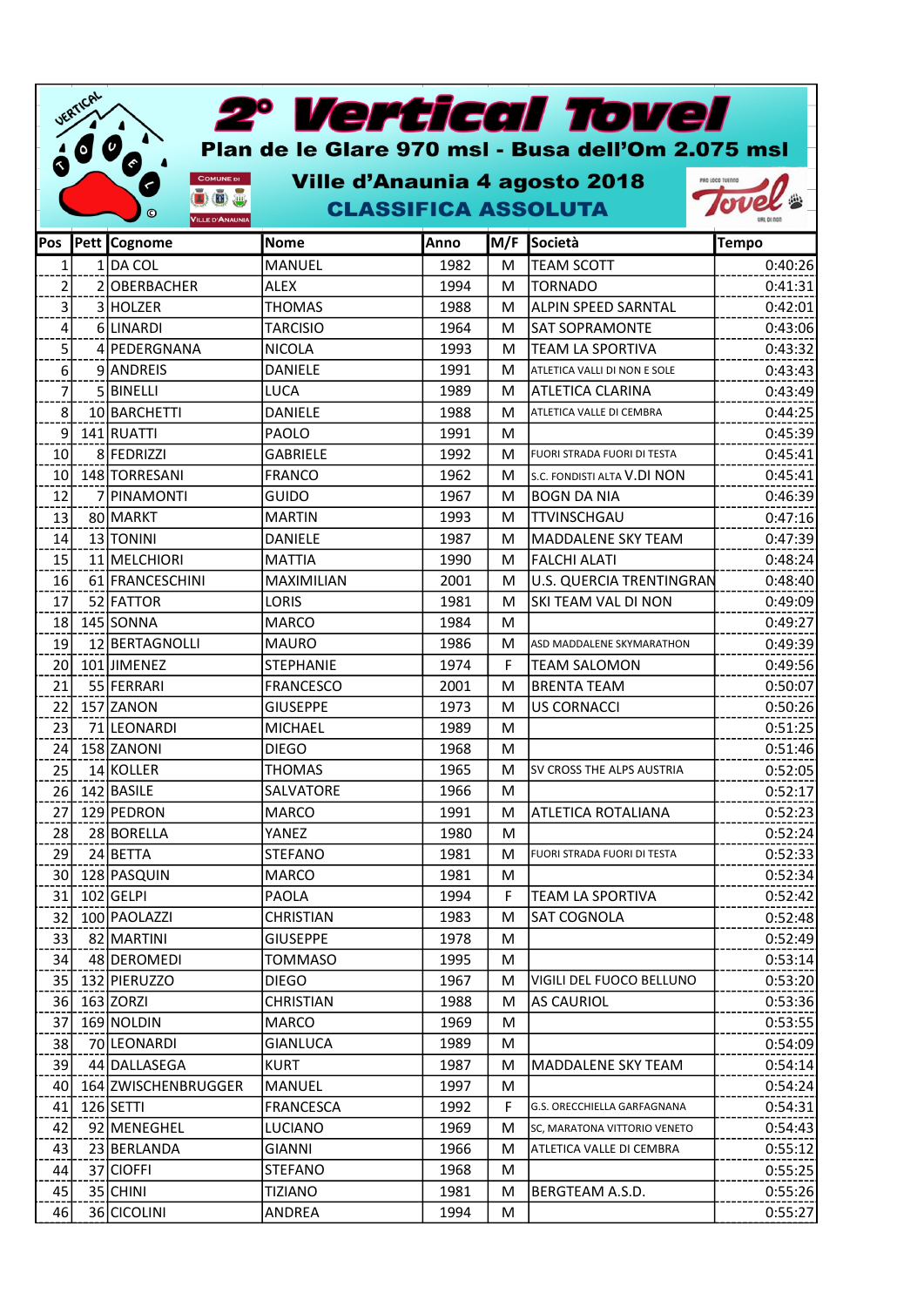# 2° Vertical Tovel

## Plan de le Glare 970 msl - Busa dell'Om 2.075 msl

## Ville d'Anaunia 4 agosto 2018

## CLASSIFICA ASSOLUTA

| Pos | Pett | Cognome | Nome | Anno | M/F | Società | Tempo |
|---|---|---|---|---|---|---|---|
| 1 | 1 | DA COL | MANUEL | 1982 | M | TEAM SCOTT | 0:40:26 |
| 2 | 2 | OBERBACHER | ALEX | 1994 | M | TORNADO | 0:41:31 |
| 3 | 3 | HOLZER | THOMAS | 1988 | M | ALPIN SPEED SARNTAL | 0:42:01 |
| 4 | 6 | LINARDI | TARCISIO | 1964 | M | SAT SOPRAMONTE | 0:43:06 |
| 5 | 4 | PEDERGNANA | NICOLA | 1993 | M | TEAM LA SPORTIVA | 0:43:32 |
| 6 | 9 | ANDREIS | DANIELE | 1991 | M | ATLETICA VALLI DI NON E SOLE | 0:43:43 |
| 7 | 5 | BINELLI | LUCA | 1989 | M | ATLETICA CLARINA | 0:43:49 |
| 8 | 10 | BARCHETTI | DANIELE | 1988 | M | ATLETICA VALLE DI CEMBRA | 0:44:25 |
| 9 | 141 | RUATTI | PAOLO | 1991 | M | | 0:45:39 |
| 10 | 8 | FEDRIZZI | GABRIELE | 1992 | M | FUORI STRADA FUORI DI TESTA | 0:45:41 |
| 10 | 148 | TORRESANI | FRANCO | 1962 | M | S.C. FONDISTI ALTA V.DI NON | 0:45:41 |
| 12 | 7 | PINAMONTI | GUIDO | 1967 | M | BOGN DA NIA | 0:46:39 |
| 13 | 80 | MARKT | MARTIN | 1993 | M | TTVINSCHGAU | 0:47:16 |
| 14 | 13 | TONINI | DANIELE | 1987 | M | MADDALENE SKY TEAM | 0:47:39 |
| 15 | 11 | MELCHIORI | MATTIA | 1990 | M | FALCHI ALATI | 0:48:24 |
| 16 | 61 | FRANCESCHINI | MAXIMILIAN | 2001 | M | U.S. QUERCIA TRENTINGRAN | 0:48:40 |
| 17 | 52 | FATTOR | LORIS | 1981 | M | SKI TEAM VAL DI NON | 0:49:09 |
| 18 | 145 | SONNA | MARCO | 1984 | M | | 0:49:27 |
| 19 | 12 | BERTAGNOLLI | MAURO | 1986 | M | ASD MADDALENE SKYMARATHON | 0:49:39 |
| 20 | 101 | JIMENEZ | STEPHANIE | 1974 | F | TEAM SALOMON | 0:49:56 |
| 21 | 55 | FERRARI | FRANCESCO | 2001 | M | BRENTA TEAM | 0:50:07 |
| 22 | 157 | ZANON | GIUSEPPE | 1973 | M | US CORNACCI | 0:50:26 |
| 23 | 71 | LEONARDI | MICHAEL | 1989 | M | | 0:51:25 |
| 24 | 158 | ZANONI | DIEGO | 1968 | M | | 0:51:46 |
| 25 | 14 | KOLLER | THOMAS | 1965 | M | SV CROSS THE ALPS AUSTRIA | 0:52:05 |
| 26 | 142 | BASILE | SALVATORE | 1966 | M | | 0:52:17 |
| 27 | 129 | PEDRON | MARCO | 1991 | M | ATLETICA ROTALIANA | 0:52:23 |
| 28 | 28 | BORELLA | YANEZ | 1980 | M | | 0:52:24 |
| 29 | 24 | BETTA | STEFANO | 1981 | M | FUORI STRADA FUORI DI TESTA | 0:52:33 |
| 30 | 128 | PASQUIN | MARCO | 1981 | M | | 0:52:34 |
| 31 | 102 | GELPI | PAOLA | 1994 | F | TEAM LA SPORTIVA | 0:52:42 |
| 32 | 100 | PAOLAZZI | CHRISTIAN | 1983 | M | SAT COGNOLA | 0:52:48 |
| 33 | 82 | MARTINI | GIUSEPPE | 1978 | M | | 0:52:49 |
| 34 | 48 | DEROMEDI | TOMMASO | 1995 | M | | 0:53:14 |
| 35 | 132 | PIERUZZO | DIEGO | 1967 | M | VIGILI DEL FUOCO BELLUNO | 0:53:20 |
| 36 | 163 | ZORZI | CHRISTIAN | 1988 | M | AS CAURIOL | 0:53:36 |
| 37 | 169 | NOLDIN | MARCO | 1969 | M | | 0:53:55 |
| 38 | 70 | LEONARDI | GIANLUCA | 1989 | M | | 0:54:09 |
| 39 | 44 | DALLASEGA | KURT | 1987 | M | MADDALENE SKY TEAM | 0:54:14 |
| 40 | 164 | ZWISCHENBRUGGER | MANUEL | 1997 | M | | 0:54:24 |
| 41 | 126 | SETTI | FRANCESCA | 1992 | F | G.S. ORECCHIELLA GARFAGNANA | 0:54:31 |
| 42 | 92 | MENEGHEL | LUCIANO | 1969 | M | SC, MARATONA VITTORIO VENETO | 0:54:43 |
| 43 | 23 | BERLANDA | GIANNI | 1966 | M | ATLETICA VALLE DI CEMBRA | 0:55:12 |
| 44 | 37 | CIOFFI | STEFANO | 1968 | M | | 0:55:25 |
| 45 | 35 | CHINI | TIZIANO | 1981 | M | BERGTEAM A.S.D. | 0:55:26 |
| 46 | 36 | CICOLINI | ANDREA | 1994 | M | | 0:55:27 |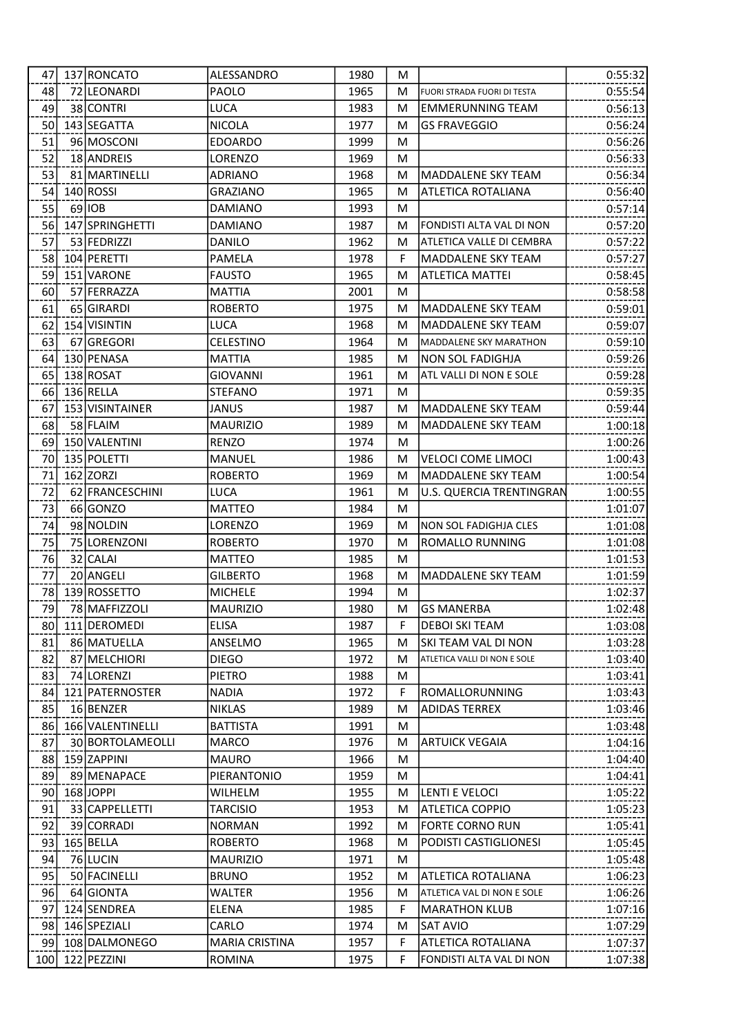| | | | | | | | |
|---|---|---|---|---|---|---|---|
| 47 | 137 | RONCATO | ALESSANDRO | 1980 | M | | 0:55:32 |
| 48 | 72 | LEONARDI | PAOLO | 1965 | M | FUORI STRADA FUORI DI TESTA | 0:55:54 |
| 49 | 38 | CONTRI | LUCA | 1983 | M | EMMERUNNING TEAM | 0:56:13 |
| 50 | 143 | SEGATTA | NICOLA | 1977 | M | GS FRAVEGGIO | 0:56:24 |
| 51 | 96 | MOSCONI | EDOARDO | 1999 | M | | 0:56:26 |
| 52 | 18 | ANDREIS | LORENZO | 1969 | M | | 0:56:33 |
| 53 | 81 | MARTINELLI | ADRIANO | 1968 | M | MADDALENE SKY TEAM | 0:56:34 |
| 54 | 140 | ROSSI | GRAZIANO | 1965 | M | ATLETICA ROTALIANA | 0:56:40 |
| 55 | 69 | IOB | DAMIANO | 1993 | M | | 0:57:14 |
| 56 | 147 | SPRINGHETTI | DAMIANO | 1987 | M | FONDISTI ALTA VAL DI NON | 0:57:20 |
| 57 | 53 | FEDRIZZI | DANILO | 1962 | M | ATLETICA VALLE DI CEMBRA | 0:57:22 |
| 58 | 104 | PERETTI | PAMELA | 1978 | F | MADDALENE SKY TEAM | 0:57:27 |
| 59 | 151 | VARONE | FAUSTO | 1965 | M | ATLETICA MATTEI | 0:58:45 |
| 60 | 57 | FERRAZZA | MATTIA | 2001 | M | | 0:58:58 |
| 61 | 65 | GIRARDI | ROBERTO | 1975 | M | MADDALENE SKY TEAM | 0:59:01 |
| 62 | 154 | VISINTIN | LUCA | 1968 | M | MADDALENE SKY TEAM | 0:59:07 |
| 63 | 67 | GREGORI | CELESTINO | 1964 | M | MADDALENE SKY MARATHON | 0:59:10 |
| 64 | 130 | PENASA | MATTIA | 1985 | M | NON SOL FADIGHJA | 0:59:26 |
| 65 | 138 | ROSAT | GIOVANNI | 1961 | M | ATL VALLI DI NON E SOLE | 0:59:28 |
| 66 | 136 | RELLA | STEFANO | 1971 | M | | 0:59:35 |
| 67 | 153 | VISINTAINER | JANUS | 1987 | M | MADDALENE SKY TEAM | 0:59:44 |
| 68 | 58 | FLAIM | MAURIZIO | 1989 | M | MADDALENE SKY TEAM | 1:00:18 |
| 69 | 150 | VALENTINI | RENZO | 1974 | M | | 1:00:26 |
| 70 | 135 | POLETTI | MANUEL | 1986 | M | VELOCI COME LIMOCI | 1:00:43 |
| 71 | 162 | ZORZI | ROBERTO | 1969 | M | MADDALENE SKY TEAM | 1:00:54 |
| 72 | 62 | FRANCESCHINI | LUCA | 1961 | M | U.S. QUERCIA TRENTINGRAN | 1:00:55 |
| 73 | 66 | GONZO | MATTEO | 1984 | M | | 1:01:07 |
| 74 | 98 | NOLDIN | LORENZO | 1969 | M | NON SOL FADIGHJA CLES | 1:01:08 |
| 75 | 75 | LORENZONI | ROBERTO | 1970 | M | ROMALLO RUNNING | 1:01:08 |
| 76 | 32 | CALAI | MATTEO | 1985 | M | | 1:01:53 |
| 77 | 20 | ANGELI | GILBERTO | 1968 | M | MADDALENE SKY TEAM | 1:01:59 |
| 78 | 139 | ROSSETTO | MICHELE | 1994 | M | | 1:02:37 |
| 79 | 78 | MAFFIZZOLI | MAURIZIO | 1980 | M | GS MANERBA | 1:02:48 |
| 80 | 111 | DEROMEDI | ELISA | 1987 | F | DEBOI SKI TEAM | 1:03:08 |
| 81 | 86 | MATUELLA | ANSELMO | 1965 | M | SKI TEAM VAL DI NON | 1:03:28 |
| 82 | 87 | MELCHIORI | DIEGO | 1972 | M | ATLETICA VALLI DI NON E SOLE | 1:03:40 |
| 83 | 74 | LORENZI | PIETRO | 1988 | M | | 1:03:41 |
| 84 | 121 | PATERNOSTER | NADIA | 1972 | F | ROMALLORUNNING | 1:03:43 |
| 85 | 16 | BENZER | NIKLAS | 1989 | M | ADIDAS TERREX | 1:03:46 |
| 86 | 166 | VALENTINELLI | BATTISTA | 1991 | M | | 1:03:48 |
| 87 | 30 | BORTOLAMEOLLI | MARCO | 1976 | M | ARTUICK VEGAIA | 1:04:16 |
| 88 | 159 | ZAPPINI | MAURO | 1966 | M | | 1:04:40 |
| 89 | 89 | MENAPACE | PIERANTONIO | 1959 | M | | 1:04:41 |
| 90 | 168 | JOPPI | WILHELM | 1955 | M | LENTI E VELOCI | 1:05:22 |
| 91 | 33 | CAPPELLETTI | TARCISIO | 1953 | M | ATLETICA COPPIO | 1:05:23 |
| 92 | 39 | CORRADI | NORMAN | 1992 | M | FORTE CORNO RUN | 1:05:41 |
| 93 | 165 | BELLA | ROBERTO | 1968 | M | PODISTI CASTIGLIONESI | 1:05:45 |
| 94 | 76 | LUCIN | MAURIZIO | 1971 | M | | 1:05:48 |
| 95 | 50 | FACINELLI | BRUNO | 1952 | M | ATLETICA ROTALIANA | 1:06:23 |
| 96 | 64 | GIONTA | WALTER | 1956 | M | ATLETICA VAL DI NON E SOLE | 1:06:26 |
| 97 | 124 | SENDREA | ELENA | 1985 | F | MARATHON KLUB | 1:07:16 |
| 98 | 146 | SPEZIALI | CARLO | 1974 | M | SAT AVIO | 1:07:29 |
| 99 | 108 | DALMONEGO | MARIA CRISTINA | 1957 | F | ATLETICA ROTALIANA | 1:07:37 |
| 100 | 122 | PEZZINI | ROMINA | 1975 | F | FONDISTI ALTA VAL DI NON | 1:07:38 |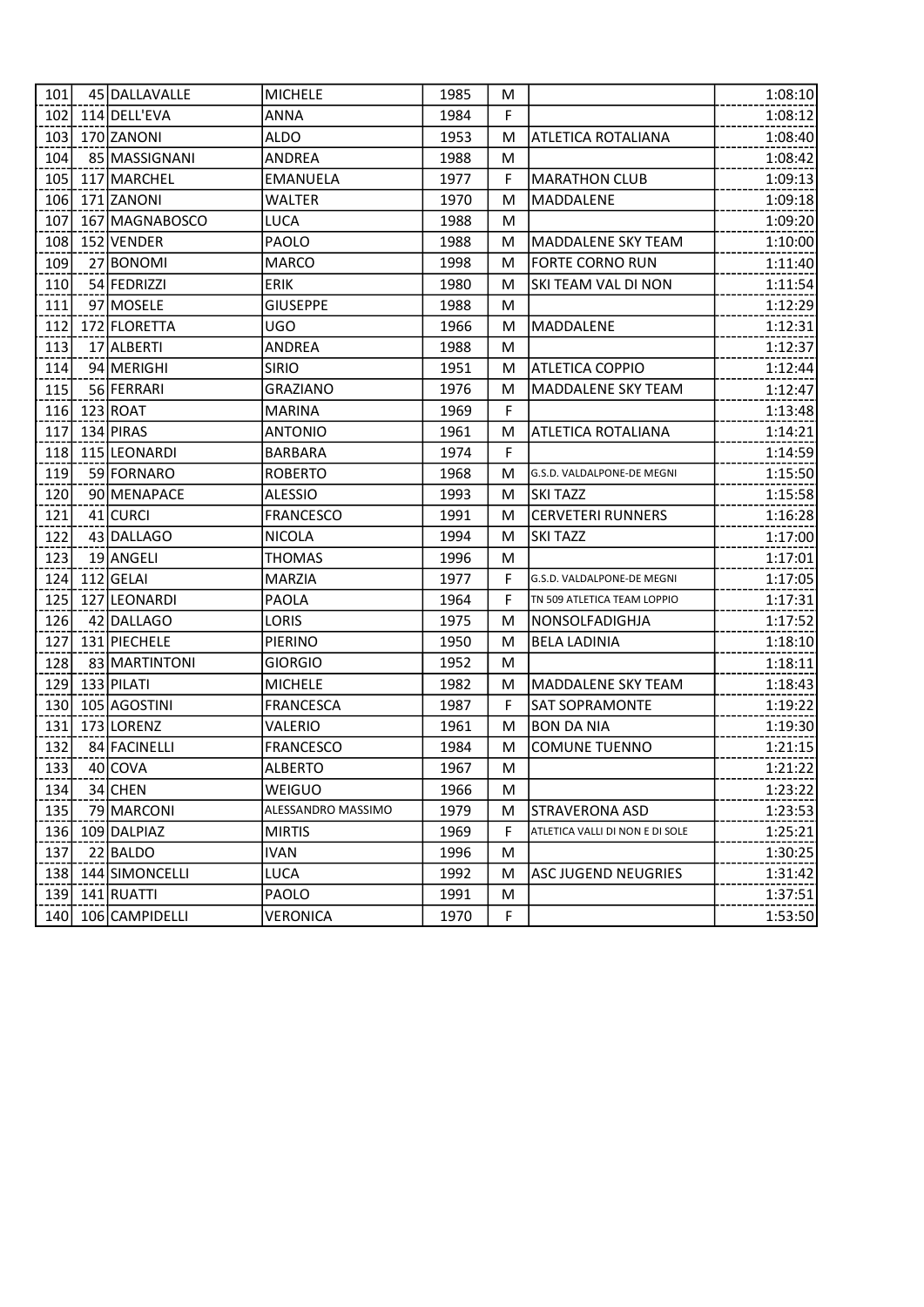| | | | | | | | |
|---|---|---|---|---|---|---|---|
| 101 | 45 | DALLAVALLE | MICHELE | 1985 | M | | 1:08:10 |
| 102 | 114 | DELL'EVA | ANNA | 1984 | F | | 1:08:12 |
| 103 | 170 | ZANONI | ALDO | 1953 | M | ATLETICA ROTALIANA | 1:08:40 |
| 104 | 85 | MASSIGNANI | ANDREA | 1988 | M | | 1:08:42 |
| 105 | 117 | MARCHEL | EMANUELA | 1977 | F | MARATHON CLUB | 1:09:13 |
| 106 | 171 | ZANONI | WALTER | 1970 | M | MADDALENE | 1:09:18 |
| 107 | 167 | MAGNABOSCO | LUCA | 1988 | M | | 1:09:20 |
| 108 | 152 | VENDER | PAOLO | 1988 | M | MADDALENE SKY TEAM | 1:10:00 |
| 109 | 27 | BONOMI | MARCO | 1998 | M | FORTE CORNO RUN | 1:11:40 |
| 110 | 54 | FEDRIZZI | ERIK | 1980 | M | SKI TEAM VAL DI NON | 1:11:54 |
| 111 | 97 | MOSELE | GIUSEPPE | 1988 | M | | 1:12:29 |
| 112 | 172 | FLORETTA | UGO | 1966 | M | MADDALENE | 1:12:31 |
| 113 | 17 | ALBERTI | ANDREA | 1988 | M | | 1:12:37 |
| 114 | 94 | MERIGHI | SIRIO | 1951 | M | ATLETICA COPPIO | 1:12:44 |
| 115 | 56 | FERRARI | GRAZIANO | 1976 | M | MADDALENE SKY TEAM | 1:12:47 |
| 116 | 123 | ROAT | MARINA | 1969 | F | | 1:13:48 |
| 117 | 134 | PIRAS | ANTONIO | 1961 | M | ATLETICA ROTALIANA | 1:14:21 |
| 118 | 115 | LEONARDI | BARBARA | 1974 | F | | 1:14:59 |
| 119 | 59 | FORNARO | ROBERTO | 1968 | M | G.S.D. VALDALPONE-DE MEGNI | 1:15:50 |
| 120 | 90 | MENAPACE | ALESSIO | 1993 | M | SKI TAZZ | 1:15:58 |
| 121 | 41 | CURCI | FRANCESCO | 1991 | M | CERVETERI RUNNERS | 1:16:28 |
| 122 | 43 | DALLAGO | NICOLA | 1994 | M | SKI TAZZ | 1:17:00 |
| 123 | 19 | ANGELI | THOMAS | 1996 | M | | 1:17:01 |
| 124 | 112 | GELAI | MARZIA | 1977 | F | G.S.D. VALDALPONE-DE MEGNI | 1:17:05 |
| 125 | 127 | LEONARDI | PAOLA | 1964 | F | TN 509 ATLETICA TEAM LOPPIO | 1:17:31 |
| 126 | 42 | DALLAGO | LORIS | 1975 | M | NONSOLFADIGHJA | 1:17:52 |
| 127 | 131 | PIECHELE | PIERINO | 1950 | M | BELA LADINIA | 1:18:10 |
| 128 | 83 | MARTINTONI | GIORGIO | 1952 | M | | 1:18:11 |
| 129 | 133 | PILATI | MICHELE | 1982 | M | MADDALENE SKY TEAM | 1:18:43 |
| 130 | 105 | AGOSTINI | FRANCESCA | 1987 | F | SAT SOPRAMONTE | 1:19:22 |
| 131 | 173 | LORENZ | VALERIO | 1961 | M | BON DA NIA | 1:19:30 |
| 132 | 84 | FACINELLI | FRANCESCO | 1984 | M | COMUNE TUENNO | 1:21:15 |
| 133 | 40 | COVA | ALBERTO | 1967 | M | | 1:21:22 |
| 134 | 34 | CHEN | WEIGUO | 1966 | M | | 1:23:22 |
| 135 | 79 | MARCONI | ALESSANDRO MASSIMO | 1979 | M | STRAVERONA ASD | 1:23:53 |
| 136 | 109 | DALPIAZ | MIRTIS | 1969 | F | ATLETICA VALLI DI NON E DI SOLE | 1:25:21 |
| 137 | 22 | BALDO | IVAN | 1996 | M | | 1:30:25 |
| 138 | 144 | SIMONCELLI | LUCA | 1992 | M | ASC JUGEND NEUGRIES | 1:31:42 |
| 139 | 141 | RUATTI | PAOLO | 1991 | M | | 1:37:51 |
| 140 | 106 | CAMPIDELLI | VERONICA | 1970 | F | | 1:53:50 |